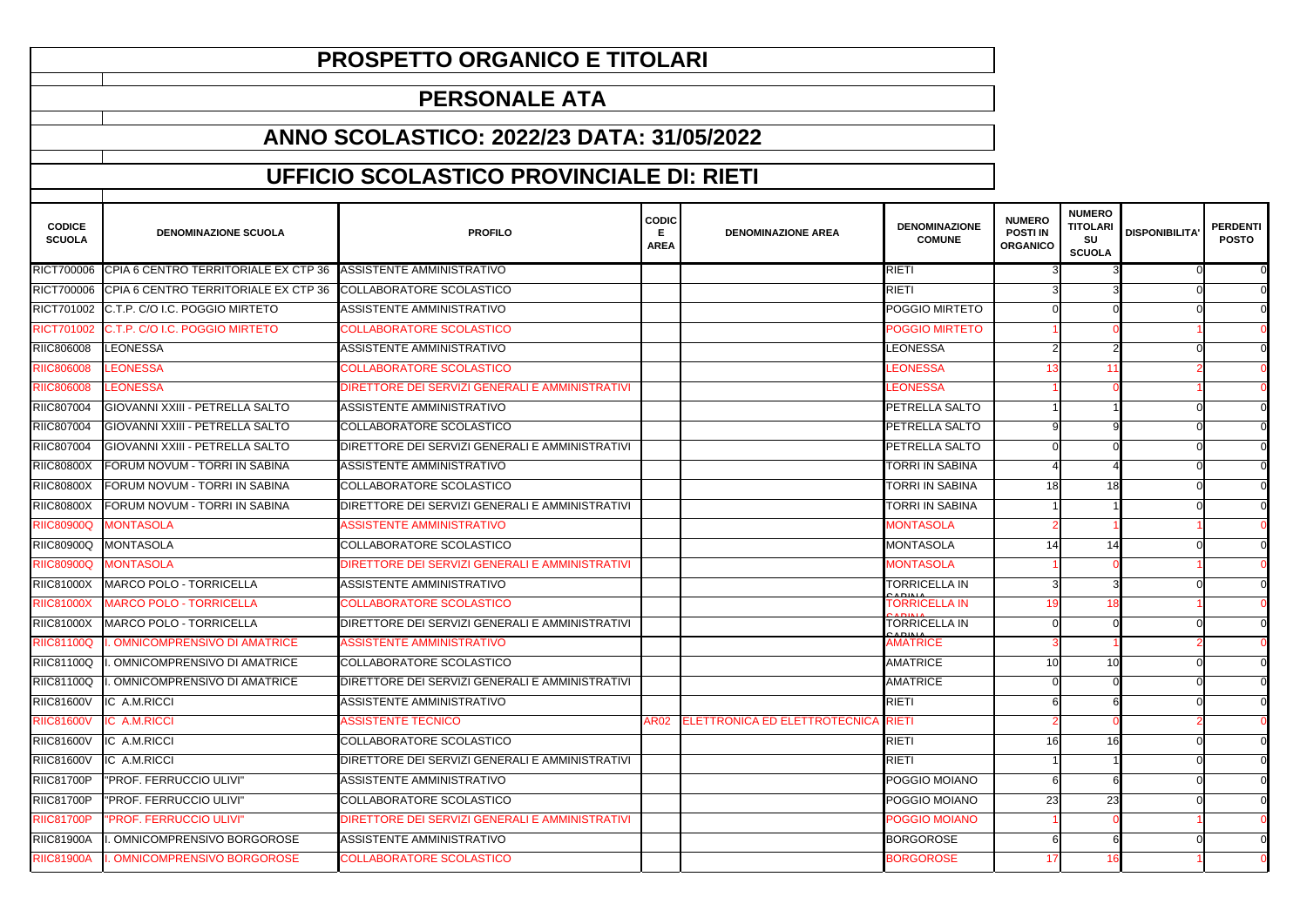# PROSPETTO ORGANICO E TITOLARI

## PERSONALE ATA

## ANNO SCOLASTICO: 2022/23 DATA: 31/05/2022

## UFFICIO SCOLASTICO PROVINCIALE DI: RIETI

| CODICE SCUOLA | DENOMINAZIONE SCUOLA | PROFILO | CODICE AREA | DENOMINAZIONE AREA | DENOMINAZIONE COMUNE | NUMERO POSTI IN ORGANICO | NUMERO TITOLARI SU SCUOLA | DISPONIBILITA' | PERDENTI POSTO |
|---|---|---|---|---|---|---|---|---|---|
| RICT700006 | CPIA 6 CENTRO TERRITORIALE EX CTP 36 | ASSISTENTE AMMINISTRATIVO | | | RIETI | 3 | 3 | 0 | 0 |
| RICT700006 | CPIA 6 CENTRO TERRITORIALE EX CTP 36 | COLLABORATORE SCOLASTICO | | | RIETI | 3 | 3 | 0 | 0 |
| RICT701002 | C.T.P. C/O I.C. POGGIO MIRTETO | ASSISTENTE AMMINISTRATIVO | | | POGGIO MIRTETO | 0 | 0 | 0 | 0 |
| RICT701002 | C.T.P. C/O I.C. POGGIO MIRTETO | COLLABORATORE SCOLASTICO | | | POGGIO MIRTETO | 1 | 0 | 1 | 0 |
| RIIC806008 | LEONESSA | ASSISTENTE AMMINISTRATIVO | | | LEONESSA | 2 | 2 | 0 | 0 |
| RIIC806008 | LEONESSA | COLLABORATORE SCOLASTICO | | | LEONESSA | 13 | 11 | 2 | 0 |
| RIIC806008 | LEONESSA | DIRETTORE DEI SERVIZI GENERALI E AMMINISTRATIVI | | | LEONESSA | 1 | 0 | 1 | 0 |
| RIIC807004 | GIOVANNI XXIII - PETRELLA SALTO | ASSISTENTE AMMINISTRATIVO | | | PETRELLA SALTO | 1 | 1 | 0 | 0 |
| RIIC807004 | GIOVANNI XXIII - PETRELLA SALTO | COLLABORATORE SCOLASTICO | | | PETRELLA SALTO | 9 | 9 | 0 | 0 |
| RIIC807004 | GIOVANNI XXIII - PETRELLA SALTO | DIRETTORE DEI SERVIZI GENERALI E AMMINISTRATIVI | | | PETRELLA SALTO | 0 | 0 | 0 | 0 |
| RIIC80800X | FORUM NOVUM - TORRI IN SABINA | ASSISTENTE AMMINISTRATIVO | | | TORRI IN SABINA | 4 | 4 | 0 | 0 |
| RIIC80800X | FORUM NOVUM - TORRI IN SABINA | COLLABORATORE SCOLASTICO | | | TORRI IN SABINA | 18 | 18 | 0 | 0 |
| RIIC80800X | FORUM NOVUM - TORRI IN SABINA | DIRETTORE DEI SERVIZI GENERALI E AMMINISTRATIVI | | | TORRI IN SABINA | 1 | 1 | 0 | 0 |
| RIIC80900Q | MONTASOLA | ASSISTENTE AMMINISTRATIVO | | | MONTASOLA | 2 | 1 | 1 | 0 |
| RIIC80900Q | MONTASOLA | COLLABORATORE SCOLASTICO | | | MONTASOLA | 14 | 14 | 0 | 0 |
| RIIC80900Q | MONTASOLA | DIRETTORE DEI SERVIZI GENERALI E AMMINISTRATIVI | | | MONTASOLA | 1 | 0 | 1 | 0 |
| RIIC81000X | MARCO POLO - TORRICELLA | ASSISTENTE AMMINISTRATIVO | | | TORRICELLA IN SABINA | 3 | 3 | 0 | 0 |
| RIIC81000X | MARCO POLO - TORRICELLA | COLLABORATORE SCOLASTICO | | | TORRICELLA IN SABINA | 19 | 18 | 1 | 0 |
| RIIC81000X | MARCO POLO - TORRICELLA | DIRETTORE DEI SERVIZI GENERALI E AMMINISTRATIVI | | | TORRICELLA IN SABINA | 0 | 0 | 0 | 0 |
| RIIC81100Q | I. OMNICOMPRENSIVO DI AMATRICE | ASSISTENTE AMMINISTRATIVO | | | AMATRICE | 3 | 1 | 2 | 0 |
| RIIC81100Q | I. OMNICOMPRENSIVO DI AMATRICE | COLLABORATORE SCOLASTICO | | | AMATRICE | 10 | 10 | 0 | 0 |
| RIIC81100Q | I. OMNICOMPRENSIVO DI AMATRICE | DIRETTORE DEI SERVIZI GENERALI E AMMINISTRATIVI | | | AMATRICE | 0 | 0 | 0 | 0 |
| RIIC81600V | IC A.M.RICCI | ASSISTENTE AMMINISTRATIVO | | | RIETI | 6 | 6 | 0 | 0 |
| RIIC81600V | IC A.M.RICCI | ASSISTENTE TECNICO | AR02 | ELETTRONICA ED ELETTROTECNICA | RIETI | 2 | 0 | 2 | 0 |
| RIIC81600V | IC A.M.RICCI | COLLABORATORE SCOLASTICO | | | RIETI | 16 | 16 | 0 | 0 |
| RIIC81600V | IC A.M.RICCI | DIRETTORE DEI SERVIZI GENERALI E AMMINISTRATIVI | | | RIETI | 1 | 1 | 0 | 0 |
| RIIC81700P | "PROF. FERRUCCIO ULIVI" | ASSISTENTE AMMINISTRATIVO | | | POGGIO MOIANO | 6 | 6 | 0 | 0 |
| RIIC81700P | "PROF. FERRUCCIO ULIVI" | COLLABORATORE SCOLASTICO | | | POGGIO MOIANO | 23 | 23 | 0 | 0 |
| RIIC81700P | "PROF. FERRUCCIO ULIVI" | DIRETTORE DEI SERVIZI GENERALI E AMMINISTRATIVI | | | POGGIO MOIANO | 1 | 0 | 1 | 0 |
| RIIC81900A | I. OMNICOMPRENSIVO BORGOROSE | ASSISTENTE AMMINISTRATIVO | | | BORGOROSE | 6 | 6 | 0 | 0 |
| RIIC81900A | I. OMNICOMPRENSIVO BORGOROSE | COLLABORATORE SCOLASTICO | | | BORGOROSE | 17 | 16 | 1 | 0 |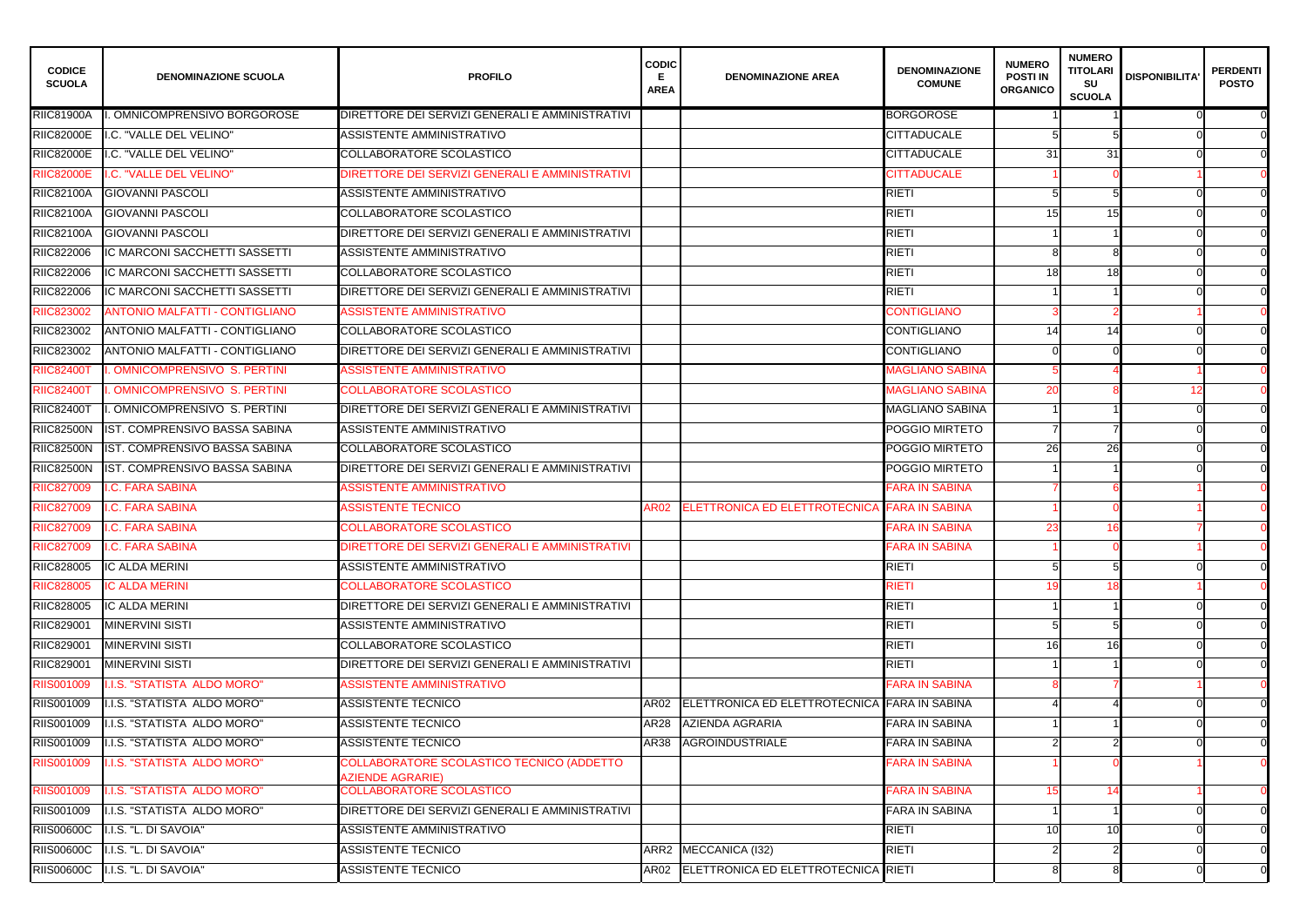| CODICE SCUOLA | DENOMINAZIONE SCUOLA | PROFILO | CODICE AREA | DENOMINAZIONE AREA | DENOMINAZIONE COMUNE | NUMERO POSTI IN ORGANICO | NUMERO TITOLARI SU SCUOLA | DISPONIBILITA' | PERDENTI POSTO |
|---|---|---|---|---|---|---|---|---|---|
| RIIC81900A | I. OMNICOMPRENSIVO BORGOROSE | DIRETTORE DEI SERVIZI GENERALI E AMMINISTRATIVI | | | BORGOROSE | 1 | 1 | 0 | 0 |
| RIIC82000E | I.C. "VALLE DEL VELINO" | ASSISTENTE AMMINISTRATIVO | | | CITTADUCALE | 5 | 5 | 0 | 0 |
| RIIC82000E | I.C. "VALLE DEL VELINO" | COLLABORATORE SCOLASTICO | | | CITTADUCALE | 31 | 31 | 0 | 0 |
| RIIC82000E | I.C. "VALLE DEL VELINO" | DIRETTORE DEI SERVIZI GENERALI E AMMINISTRATIVI | | | CITTADUCALE | 1 | 0 | 1 | 0 |
| RIIC82100A | GIOVANNI PASCOLI | ASSISTENTE AMMINISTRATIVO | | | RIETI | 5 | 5 | 0 | 0 |
| RIIC82100A | GIOVANNI PASCOLI | COLLABORATORE SCOLASTICO | | | RIETI | 15 | 15 | 0 | 0 |
| RIIC82100A | GIOVANNI PASCOLI | DIRETTORE DEI SERVIZI GENERALI E AMMINISTRATIVI | | | RIETI | 1 | 1 | 0 | 0 |
| RIIC822006 | IC MARCONI SACCHETTI SASSETTI | ASSISTENTE AMMINISTRATIVO | | | RIETI | 8 | 8 | 0 | 0 |
| RIIC822006 | IC MARCONI SACCHETTI SASSETTI | COLLABORATORE SCOLASTICO | | | RIETI | 18 | 18 | 0 | 0 |
| RIIC822006 | IC MARCONI SACCHETTI SASSETTI | DIRETTORE DEI SERVIZI GENERALI E AMMINISTRATIVI | | | RIETI | 1 | 1 | 0 | 0 |
| RIIC823002 | ANTONIO MALFATTI - CONTIGLIANO | ASSISTENTE AMMINISTRATIVO | | | CONTIGLIANO | 3 | 2 | 1 | 0 |
| RIIC823002 | ANTONIO MALFATTI - CONTIGLIANO | COLLABORATORE SCOLASTICO | | | CONTIGLIANO | 14 | 14 | 0 | 0 |
| RIIC823002 | ANTONIO MALFATTI - CONTIGLIANO | DIRETTORE DEI SERVIZI GENERALI E AMMINISTRATIVI | | | CONTIGLIANO | 0 | 0 | 0 | 0 |
| RIIC82400T | I. OMNICOMPRENSIVO S. PERTINI | ASSISTENTE AMMINISTRATIVO | | | MAGLIANO SABINA | 5 | 4 | 1 | 0 |
| RIIC82400T | I. OMNICOMPRENSIVO S. PERTINI | COLLABORATORE SCOLASTICO | | | MAGLIANO SABINA | 20 | 8 | 12 | 0 |
| RIIC82400T | I. OMNICOMPRENSIVO S. PERTINI | DIRETTORE DEI SERVIZI GENERALI E AMMINISTRATIVI | | | MAGLIANO SABINA | 1 | 1 | 0 | 0 |
| RIIC82500N | IST. COMPRENSIVO BASSA SABINA | ASSISTENTE AMMINISTRATIVO | | | POGGIO MIRTETO | 7 | 7 | 0 | 0 |
| RIIC82500N | IST. COMPRENSIVO BASSA SABINA | COLLABORATORE SCOLASTICO | | | POGGIO MIRTETO | 26 | 26 | 0 | 0 |
| RIIC82500N | IST. COMPRENSIVO BASSA SABINA | DIRETTORE DEI SERVIZI GENERALI E AMMINISTRATIVI | | | POGGIO MIRTETO | 1 | 1 | 0 | 0 |
| RIIC827009 | I.C. FARA SABINA | ASSISTENTE AMMINISTRATIVO | | | FARA IN SABINA | 7 | 6 | 1 | 0 |
| RIIC827009 | I.C. FARA SABINA | ASSISTENTE TECNICO | AR02 | ELETTRONICA ED ELETTROTECNICA | FARA IN SABINA | 1 | 0 | 1 | 0 |
| RIIC827009 | I.C. FARA SABINA | COLLABORATORE SCOLASTICO | | | FARA IN SABINA | 23 | 16 | 7 | 0 |
| RIIC827009 | I.C. FARA SABINA | DIRETTORE DEI SERVIZI GENERALI E AMMINISTRATIVI | | | FARA IN SABINA | 1 | 0 | 1 | 0 |
| RIIC828005 | IC ALDA MERINI | ASSISTENTE AMMINISTRATIVO | | | RIETI | 5 | 5 | 0 | 0 |
| RIIC828005 | IC ALDA MERINI | COLLABORATORE SCOLASTICO | | | RIETI | 19 | 18 | 1 | 0 |
| RIIC828005 | IC ALDA MERINI | DIRETTORE DEI SERVIZI GENERALI E AMMINISTRATIVI | | | RIETI | 1 | 1 | 0 | 0 |
| RIIC829001 | MINERVINI SISTI | ASSISTENTE AMMINISTRATIVO | | | RIETI | 5 | 5 | 0 | 0 |
| RIIC829001 | MINERVINI SISTI | COLLABORATORE SCOLASTICO | | | RIETI | 16 | 16 | 0 | 0 |
| RIIC829001 | MINERVINI SISTI | DIRETTORE DEI SERVIZI GENERALI E AMMINISTRATIVI | | | RIETI | 1 | 1 | 0 | 0 |
| RIIS001009 | I.I.S. "STATISTA ALDO MORO" | ASSISTENTE AMMINISTRATIVO | | | FARA IN SABINA | 8 | 7 | 1 | 0 |
| RIIS001009 | I.I.S. "STATISTA ALDO MORO" | ASSISTENTE TECNICO | AR02 | ELETTRONICA ED ELETTROTECNICA | FARA IN SABINA | 4 | 4 | 0 | 0 |
| RIIS001009 | I.I.S. "STATISTA ALDO MORO" | ASSISTENTE TECNICO | AR28 | AZIENDA AGRARIA | FARA IN SABINA | 1 | 1 | 0 | 0 |
| RIIS001009 | I.I.S. "STATISTA ALDO MORO" | ASSISTENTE TECNICO | AR38 | AGROINDUSTRIALE | FARA IN SABINA | 2 | 2 | 0 | 0 |
| RIIS001009 | I.I.S. "STATISTA ALDO MORO" | COLLABORATORE SCOLASTICO TECNICO (ADDETTO AZIENDE AGRARIE) | | | FARA IN SABINA | 1 | 0 | 1 | 0 |
| RIIS001009 | I.I.S. "STATISTA ALDO MORO" | COLLABORATORE SCOLASTICO | | | FARA IN SABINA | 15 | 14 | 1 | 0 |
| RIIS001009 | I.I.S. "STATISTA ALDO MORO" | DIRETTORE DEI SERVIZI GENERALI E AMMINISTRATIVI | | | FARA IN SABINA | 1 | 1 | 0 | 0 |
| RIIS00600C | I.I.S. "L. DI SAVOIA" | ASSISTENTE AMMINISTRATIVO | | | RIETI | 10 | 10 | 0 | 0 |
| RIIS00600C | I.I.S. "L. DI SAVOIA" | ASSISTENTE TECNICO | ARR2 | MECCANICA (I32) | RIETI | 2 | 2 | 0 | 0 |
| RIIS00600C | I.I.S. "L. DI SAVOIA" | ASSISTENTE TECNICO | AR02 | ELETTRONICA ED ELETTROTECNICA | RIETI | 8 | 8 | 0 | 0 |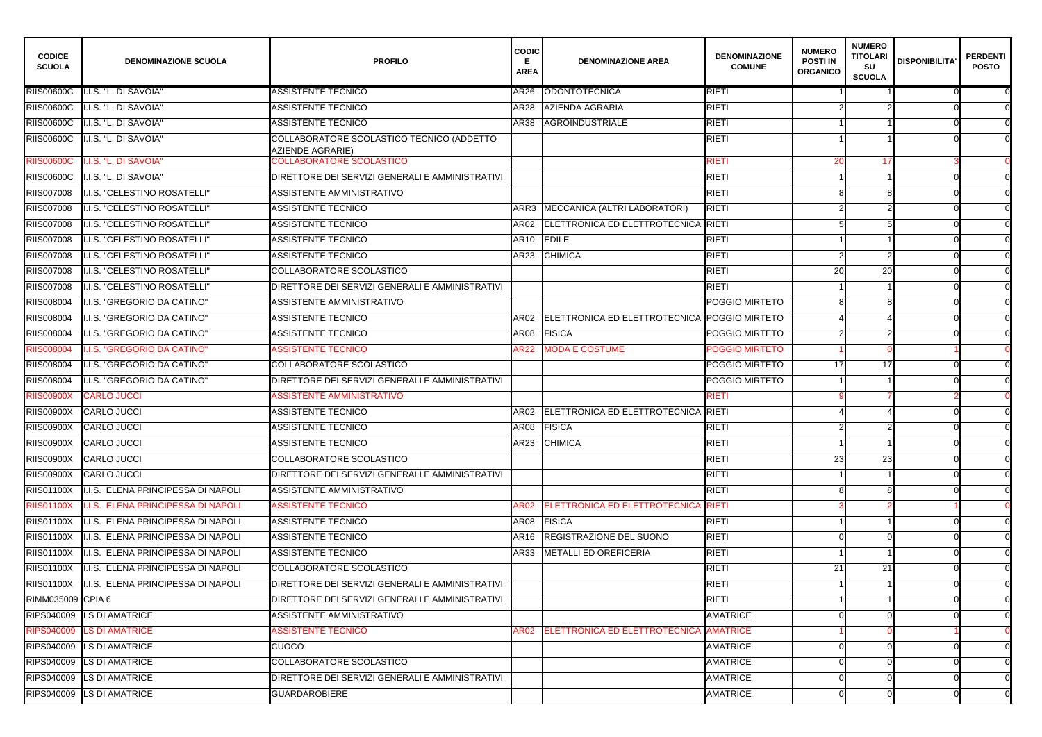| CODICE SCUOLA | DENOMINAZIONE SCUOLA | PROFILO | CODICE AREA | DENOMINAZIONE AREA | DENOMINAZIONE COMUNE | NUMERO POSTI IN ORGANICO | NUMERO TITOLARI SU SCUOLA | DISPONIBILITA' | PERDENTI POSTO |
|---|---|---|---|---|---|---|---|---|---|
| RIIS00600C | I.I.S. "L. DI SAVOIA" | ASSISTENTE TECNICO | AR26 | ODONTOTECNICA | RIETI | 1 | 1 | 0 | 0 |
| RIIS00600C | I.I.S. "L. DI SAVOIA" | ASSISTENTE TECNICO | AR28 | AZIENDA AGRARIA | RIETI | 2 | 2 | 0 | 0 |
| RIIS00600C | I.I.S. "L. DI SAVOIA" | ASSISTENTE TECNICO | AR38 | AGROINDUSTRIALE | RIETI | 1 | 1 | 0 | 0 |
| RIIS00600C | I.I.S. "L. DI SAVOIA" | COLLABORATORE SCOLASTICO TECNICO (ADDETTO AZIENDE AGRARIE) | | | RIETI | 1 | 1 | 0 | 0 |
| RIIS00600C | I.I.S. "L. DI SAVOIA" | COLLABORATORE SCOLASTICO | | | RIETI | 20 | 17 | 3 | 0 |
| RIIS00600C | I.I.S. "L. DI SAVOIA" | DIRETTORE DEI SERVIZI GENERALI E AMMINISTRATIVI | | | RIETI | 1 | 1 | 0 | 0 |
| RIIS007008 | I.I.S. "CELESTINO ROSATELLI" | ASSISTENTE AMMINISTRATIVO | | | RIETI | 8 | 8 | 0 | 0 |
| RIIS007008 | I.I.S. "CELESTINO ROSATELLI" | ASSISTENTE TECNICO | ARR3 | MECCANICA (ALTRI LABORATORI) | RIETI | 2 | 2 | 0 | 0 |
| RIIS007008 | I.I.S. "CELESTINO ROSATELLI" | ASSISTENTE TECNICO | AR02 | ELETTRONICA ED ELETTROTECNICA | RIETI | 5 | 5 | 0 | 0 |
| RIIS007008 | I.I.S. "CELESTINO ROSATELLI" | ASSISTENTE TECNICO | AR10 | EDILE | RIETI | 1 | 1 | 0 | 0 |
| RIIS007008 | I.I.S. "CELESTINO ROSATELLI" | ASSISTENTE TECNICO | AR23 | CHIMICA | RIETI | 2 | 2 | 0 | 0 |
| RIIS007008 | I.I.S. "CELESTINO ROSATELLI" | COLLABORATORE SCOLASTICO | | | RIETI | 20 | 20 | 0 | 0 |
| RIIS007008 | I.I.S. "CELESTINO ROSATELLI" | DIRETTORE DEI SERVIZI GENERALI E AMMINISTRATIVI | | | RIETI | 1 | 1 | 0 | 0 |
| RIIS008004 | I.I.S. "GREGORIO DA CATINO" | ASSISTENTE AMMINISTRATIVO | | | POGGIO MIRTETO | 8 | 8 | 0 | 0 |
| RIIS008004 | I.I.S. "GREGORIO DA CATINO" | ASSISTENTE TECNICO | AR02 | ELETTRONICA ED ELETTROTECNICA | POGGIO MIRTETO | 4 | 4 | 0 | 0 |
| RIIS008004 | I.I.S. "GREGORIO DA CATINO" | ASSISTENTE TECNICO | AR08 | FISICA | POGGIO MIRTETO | 2 | 2 | 0 | 0 |
| RIIS008004 | I.I.S. "GREGORIO DA CATINO" | ASSISTENTE TECNICO | AR22 | MODA E COSTUME | POGGIO MIRTETO | 1 | 0 | 1 | 0 |
| RIIS008004 | I.I.S. "GREGORIO DA CATINO" | COLLABORATORE SCOLASTICO | | | POGGIO MIRTETO | 17 | 17 | 0 | 0 |
| RIIS008004 | I.I.S. "GREGORIO DA CATINO" | DIRETTORE DEI SERVIZI GENERALI E AMMINISTRATIVI | | | POGGIO MIRTETO | 1 | 1 | 0 | 0 |
| RIIS00900X | CARLO JUCCI | ASSISTENTE AMMINISTRATIVO | | | RIETI | 9 | 7 | 2 | 0 |
| RIIS00900X | CARLO JUCCI | ASSISTENTE TECNICO | AR02 | ELETTRONICA ED ELETTROTECNICA | RIETI | 4 | 4 | 0 | 0 |
| RIIS00900X | CARLO JUCCI | ASSISTENTE TECNICO | AR08 | FISICA | RIETI | 2 | 2 | 0 | 0 |
| RIIS00900X | CARLO JUCCI | ASSISTENTE TECNICO | AR23 | CHIMICA | RIETI | 1 | 1 | 0 | 0 |
| RIIS00900X | CARLO JUCCI | COLLABORATORE SCOLASTICO | | | RIETI | 23 | 23 | 0 | 0 |
| RIIS00900X | CARLO JUCCI | DIRETTORE DEI SERVIZI GENERALI E AMMINISTRATIVI | | | RIETI | 1 | 1 | 0 | 0 |
| RIIS01100X | I.I.S. ELENA PRINCIPESSA DI NAPOLI | ASSISTENTE AMMINISTRATIVO | | | RIETI | 8 | 8 | 0 | 0 |
| RIIS01100X | I.I.S. ELENA PRINCIPESSA DI NAPOLI | ASSISTENTE TECNICO | AR02 | ELETTRONICA ED ELETTROTECNICA | RIETI | 3 | 2 | 1 | 0 |
| RIIS01100X | I.I.S. ELENA PRINCIPESSA DI NAPOLI | ASSISTENTE TECNICO | AR08 | FISICA | RIETI | 1 | 1 | 0 | 0 |
| RIIS01100X | I.I.S. ELENA PRINCIPESSA DI NAPOLI | ASSISTENTE TECNICO | AR16 | REGISTRAZIONE DEL SUONO | RIETI | 0 | 0 | 0 | 0 |
| RIIS01100X | I.I.S. ELENA PRINCIPESSA DI NAPOLI | ASSISTENTE TECNICO | AR33 | METALLI ED OREFICERIA | RIETI | 1 | 1 | 0 | 0 |
| RIIS01100X | I.I.S. ELENA PRINCIPESSA DI NAPOLI | COLLABORATORE SCOLASTICO | | | RIETI | 21 | 21 | 0 | 0 |
| RIIS01100X | I.I.S. ELENA PRINCIPESSA DI NAPOLI | DIRETTORE DEI SERVIZI GENERALI E AMMINISTRATIVI | | | RIETI | 1 | 1 | 0 | 0 |
| RIMM035009 | CPIA 6 | DIRETTORE DEI SERVIZI GENERALI E AMMINISTRATIVI | | | RIETI | 1 | 1 | 0 | 0 |
| RIPS040009 | LS DI AMATRICE | ASSISTENTE AMMINISTRATIVO | | | AMATRICE | 0 | 0 | 0 | 0 |
| RIPS040009 | LS DI AMATRICE | ASSISTENTE TECNICO | AR02 | ELETTRONICA ED ELETTROTECNICA | AMATRICE | 1 | 0 | 1 | 0 |
| RIPS040009 | LS DI AMATRICE | CUOCO | | | AMATRICE | 0 | 0 | 0 | 0 |
| RIPS040009 | LS DI AMATRICE | COLLABORATORE SCOLASTICO | | | AMATRICE | 0 | 0 | 0 | 0 |
| RIPS040009 | LS DI AMATRICE | DIRETTORE DEI SERVIZI GENERALI E AMMINISTRATIVI | | | AMATRICE | 0 | 0 | 0 | 0 |
| RIPS040009 | LS DI AMATRICE | GUARDAROBIERE | | | AMATRICE | 0 | 0 | 0 | 0 |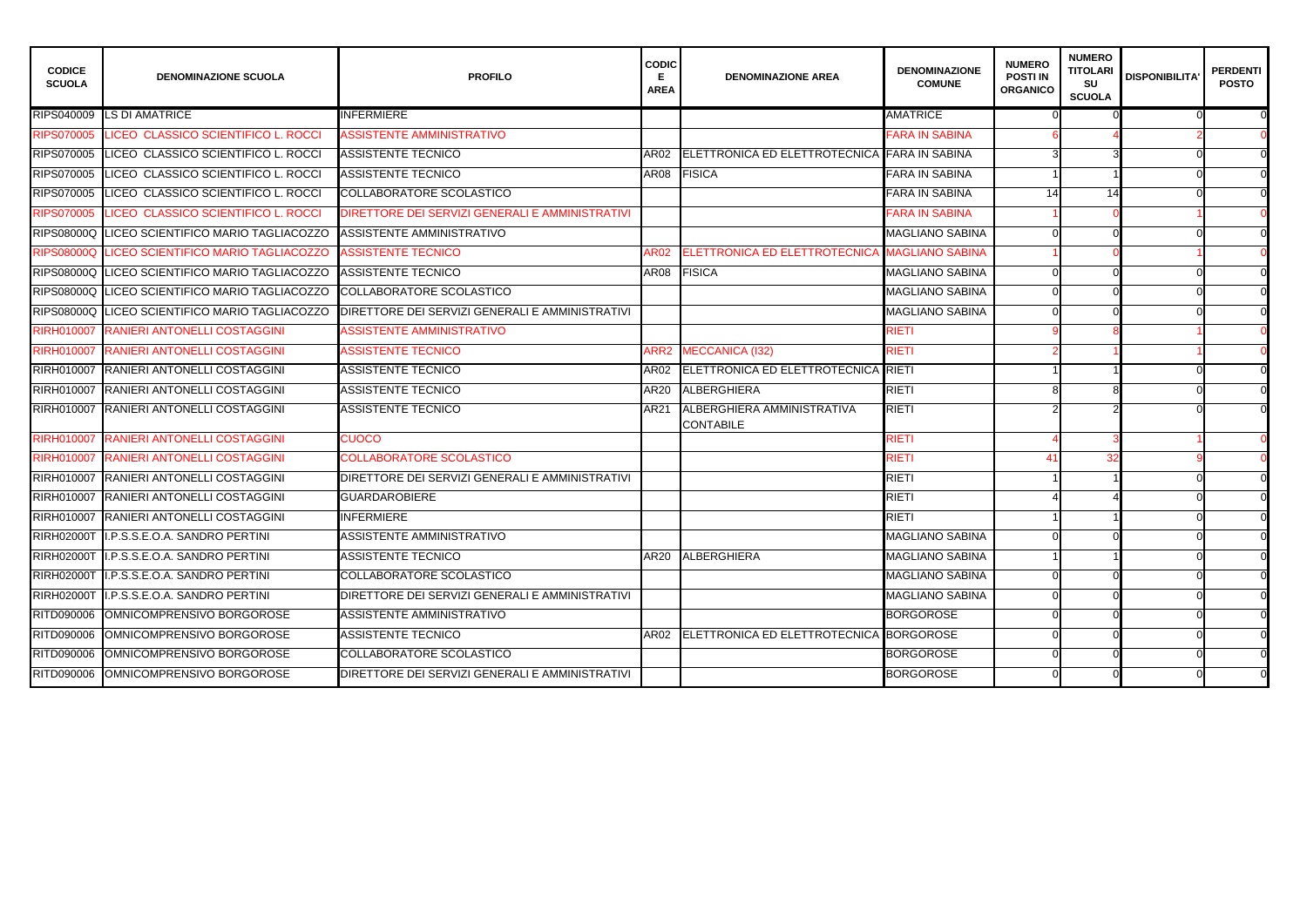| CODICE SCUOLA | DENOMINAZIONE SCUOLA | PROFILO | CODICE AREA | DENOMINAZIONE AREA | DENOMINAZIONE COMUNE | NUMERO POSTI IN ORGANICO | NUMERO TITOLARI SU SCUOLA | DISPONIBILITA' | PERDENTI POSTO |
|---|---|---|---|---|---|---|---|---|---|
| RIPS040009 | LS DI AMATRICE | INFERMIERE | | | AMATRICE | 0 | 0 | 0 | 0 |
| RIPS070005 | LICEO CLASSICO SCIENTIFICO L. ROCCI | ASSISTENTE AMMINISTRATIVO | | | FARA IN SABINA | 6 | 4 | 2 | 0 |
| RIPS070005 | LICEO CLASSICO SCIENTIFICO L. ROCCI | ASSISTENTE TECNICO | AR02 | ELETTRONICA ED ELETTROTECNICA | FARA IN SABINA | 3 | 3 | 0 | 0 |
| RIPS070005 | LICEO CLASSICO SCIENTIFICO L. ROCCI | ASSISTENTE TECNICO | AR08 | FISICA | FARA IN SABINA | 1 | 1 | 0 | 0 |
| RIPS070005 | LICEO CLASSICO SCIENTIFICO L. ROCCI | COLLABORATORE SCOLASTICO | | | FARA IN SABINA | 14 | 14 | 0 | 0 |
| RIPS070005 | LICEO CLASSICO SCIENTIFICO L. ROCCI | DIRETTORE DEI SERVIZI GENERALI E AMMINISTRATIVI | | | FARA IN SABINA | 1 | 0 | 1 | 0 |
| RIPS08000Q | LICEO SCIENTIFICO MARIO TAGLIACOZZO | ASSISTENTE AMMINISTRATIVO | | | MAGLIANO SABINA | 0 | 0 | 0 | 0 |
| RIPS08000Q | LICEO SCIENTIFICO MARIO TAGLIACOZZO | ASSISTENTE TECNICO | AR02 | ELETTRONICA ED ELETTROTECNICA | MAGLIANO SABINA | 1 | 0 | 1 | 0 |
| RIPS08000Q | LICEO SCIENTIFICO MARIO TAGLIACOZZO | ASSISTENTE TECNICO | AR08 | FISICA | MAGLIANO SABINA | 0 | 0 | 0 | 0 |
| RIPS08000Q | LICEO SCIENTIFICO MARIO TAGLIACOZZO | COLLABORATORE SCOLASTICO | | | MAGLIANO SABINA | 0 | 0 | 0 | 0 |
| RIPS08000Q | LICEO SCIENTIFICO MARIO TAGLIACOZZO | DIRETTORE DEI SERVIZI GENERALI E AMMINISTRATIVI | | | MAGLIANO SABINA | 0 | 0 | 0 | 0 |
| RIRH010007 | RANIERI ANTONELLI COSTAGGINI | ASSISTENTE AMMINISTRATIVO | | | RIETI | 9 | 8 | 1 | 0 |
| RIRH010007 | RANIERI ANTONELLI COSTAGGINI | ASSISTENTE TECNICO | ARR2 | MECCANICA (I32) | RIETI | 2 | 1 | 1 | 0 |
| RIRH010007 | RANIERI ANTONELLI COSTAGGINI | ASSISTENTE TECNICO | AR02 | ELETTRONICA ED ELETTROTECNICA | RIETI | 1 | 1 | 0 | 0 |
| RIRH010007 | RANIERI ANTONELLI COSTAGGINI | ASSISTENTE TECNICO | AR20 | ALBERGHIERA | RIETI | 8 | 8 | 0 | 0 |
| RIRH010007 | RANIERI ANTONELLI COSTAGGINI | ASSISTENTE TECNICO | AR21 | ALBERGHIERA AMMINISTRATIVA CONTABILE | RIETI | 2 | 2 | 0 | 0 |
| RIRH010007 | RANIERI ANTONELLI COSTAGGINI | CUOCO | | | RIETI | 4 | 3 | 1 | 0 |
| RIRH010007 | RANIERI ANTONELLI COSTAGGINI | COLLABORATORE SCOLASTICO | | | RIETI | 41 | 32 | 9 | 0 |
| RIRH010007 | RANIERI ANTONELLI COSTAGGINI | DIRETTORE DEI SERVIZI GENERALI E AMMINISTRATIVI | | | RIETI | 1 | 1 | 0 | 0 |
| RIRH010007 | RANIERI ANTONELLI COSTAGGINI | GUARDAROBIERE | | | RIETI | 4 | 4 | 0 | 0 |
| RIRH010007 | RANIERI ANTONELLI COSTAGGINI | INFERMIERE | | | RIETI | 1 | 1 | 0 | 0 |
| RIRH02000T | I.P.S.S.E.O.A. SANDRO PERTINI | ASSISTENTE AMMINISTRATIVO | | | MAGLIANO SABINA | 0 | 0 | 0 | 0 |
| RIRH02000T | I.P.S.S.E.O.A. SANDRO PERTINI | ASSISTENTE TECNICO | AR20 | ALBERGHIERA | MAGLIANO SABINA | 1 | 1 | 0 | 0 |
| RIRH02000T | I.P.S.S.E.O.A. SANDRO PERTINI | COLLABORATORE SCOLASTICO | | | MAGLIANO SABINA | 0 | 0 | 0 | 0 |
| RIRH02000T | I.P.S.S.E.O.A. SANDRO PERTINI | DIRETTORE DEI SERVIZI GENERALI E AMMINISTRATIVI | | | MAGLIANO SABINA | 0 | 0 | 0 | 0 |
| RITD090006 | OMNICOMPRENSIVO BORGOROSE | ASSISTENTE AMMINISTRATIVO | | | BORGOROSE | 0 | 0 | 0 | 0 |
| RITD090006 | OMNICOMPRENSIVO BORGOROSE | ASSISTENTE TECNICO | AR02 | ELETTRONICA ED ELETTROTECNICA | BORGOROSE | 0 | 0 | 0 | 0 |
| RITD090006 | OMNICOMPRENSIVO BORGOROSE | COLLABORATORE SCOLASTICO | | | BORGOROSE | 0 | 0 | 0 | 0 |
| RITD090006 | OMNICOMPRENSIVO BORGOROSE | DIRETTORE DEI SERVIZI GENERALI E AMMINISTRATIVI | | | BORGOROSE | 0 | 0 | 0 | 0 |